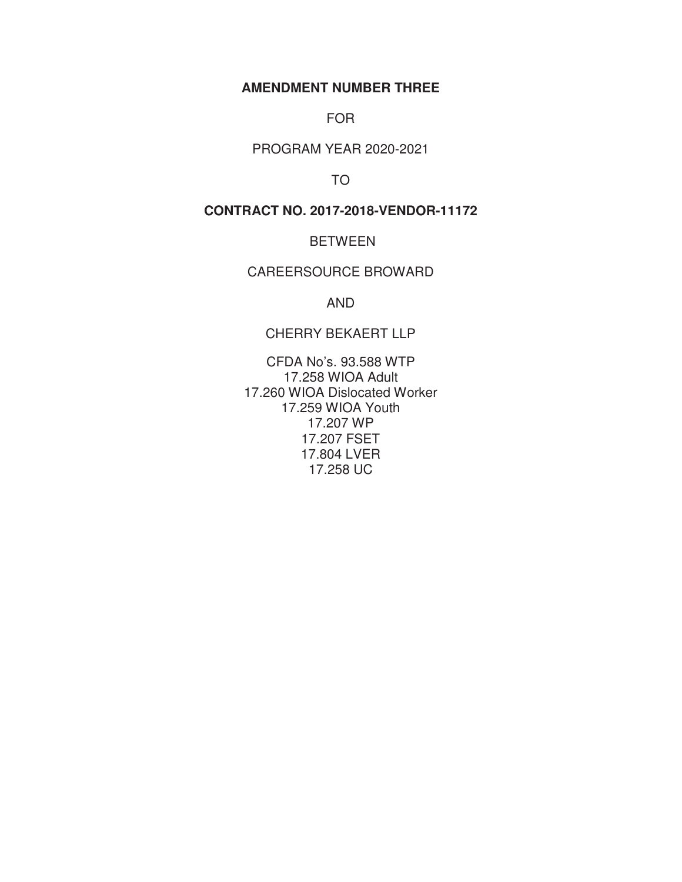**AMENDMENT NUMBER THREE**

FOR

PROGRAM YEAR 2020-2021

TO

**CONTRACT NO. 2017-2018-VENDOR-11172**

BETWEEN

CAREERSOURCE BROWARD

AND

CHERRY BEKAERT LLP

CFDA No's. 93.588 WTP
17.258 WIOA Adult
17.260 WIOA Dislocated Worker
17.259 WIOA Youth
17.207 WP
17.207 FSET
17.804 LVER
17.258 UC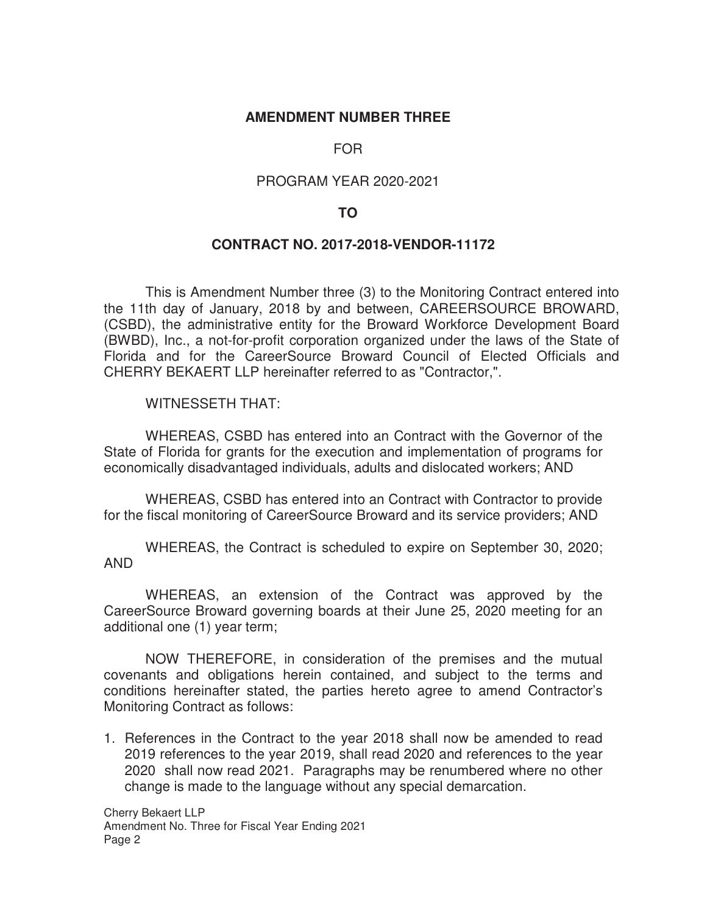**AMENDMENT NUMBER THREE**

FOR

PROGRAM YEAR 2020-2021

**TO**

**CONTRACT NO. 2017-2018-VENDOR-11172**

This is Amendment Number three (3) to the Monitoring Contract entered into the 11th day of January, 2018 by and between, CAREERSOURCE BROWARD, (CSBD), the administrative entity for the Broward Workforce Development Board (BWBD), Inc., a not-for-profit corporation organized under the laws of the State of Florida and for the CareerSource Broward Council of Elected Officials and CHERRY BEKAERT LLP hereinafter referred to as "Contractor,".

WITNESSETH THAT:

WHEREAS, CSBD has entered into an Contract with the Governor of the State of Florida for grants for the execution and implementation of programs for economically disadvantaged individuals, adults and dislocated workers; AND

WHEREAS, CSBD has entered into an Contract with Contractor to provide for the fiscal monitoring of CareerSource Broward and its service providers; AND

WHEREAS, the Contract is scheduled to expire on September 30, 2020; AND

WHEREAS, an extension of the Contract was approved by the CareerSource Broward governing boards at their June 25, 2020 meeting for an additional one (1) year term;

NOW THEREFORE, in consideration of the premises and the mutual covenants and obligations herein contained, and subject to the terms and conditions hereinafter stated, the parties hereto agree to amend Contractor's Monitoring Contract as follows:

1. References in the Contract to the year 2018 shall now be amended to read 2019 references to the year 2019, shall read 2020 and references to the year 2020 shall now read 2021. Paragraphs may be renumbered where no other change is made to the language without any special demarcation.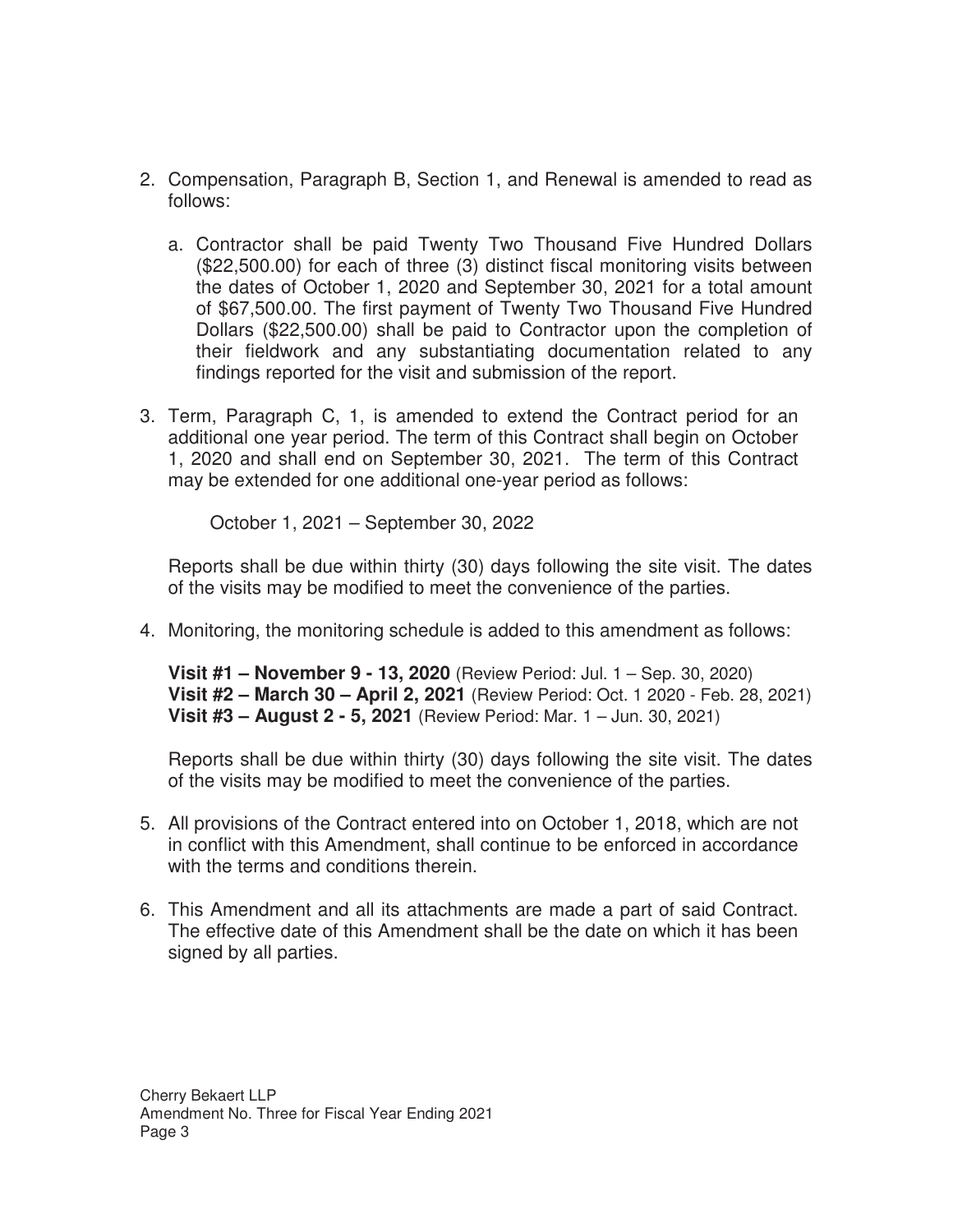2. Compensation, Paragraph B, Section 1, and Renewal is amended to read as follows:

   a. Contractor shall be paid Twenty Two Thousand Five Hundred Dollars ($22,500.00) for each of three (3) distinct fiscal monitoring visits between the dates of October 1, 2020 and September 30, 2021 for a total amount of $67,500.00. The first payment of Twenty Two Thousand Five Hundred Dollars ($22,500.00) shall be paid to Contractor upon the completion of their fieldwork and any substantiating documentation related to any findings reported for the visit and submission of the report.

3. Term, Paragraph C, 1, is amended to extend the Contract period for an additional one year period. The term of this Contract shall begin on October 1, 2020 and shall end on September 30, 2021. The term of this Contract may be extended for one additional one-year period as follows:

   October 1, 2021 – September 30, 2022

   Reports shall be due within thirty (30) days following the site visit. The dates of the visits may be modified to meet the convenience of the parties.

4. Monitoring, the monitoring schedule is added to this amendment as follows:

   **Visit #1 – November 9 - 13, 2020** (Review Period: Jul. 1 – Sep. 30, 2020)
   **Visit #2 – March 30 – April 2, 2021** (Review Period: Oct. 1 2020 - Feb. 28, 2021)
   **Visit #3 – August 2 - 5, 2021** (Review Period: Mar. 1 – Jun. 30, 2021)

   Reports shall be due within thirty (30) days following the site visit. The dates of the visits may be modified to meet the convenience of the parties.

5. All provisions of the Contract entered into on October 1, 2018, which are not in conflict with this Amendment, shall continue to be enforced in accordance with the terms and conditions therein.

6. This Amendment and all its attachments are made a part of said Contract. The effective date of this Amendment shall be the date on which it has been signed by all parties.

Cherry Bekaert LLP
Amendment No. Three for Fiscal Year Ending 2021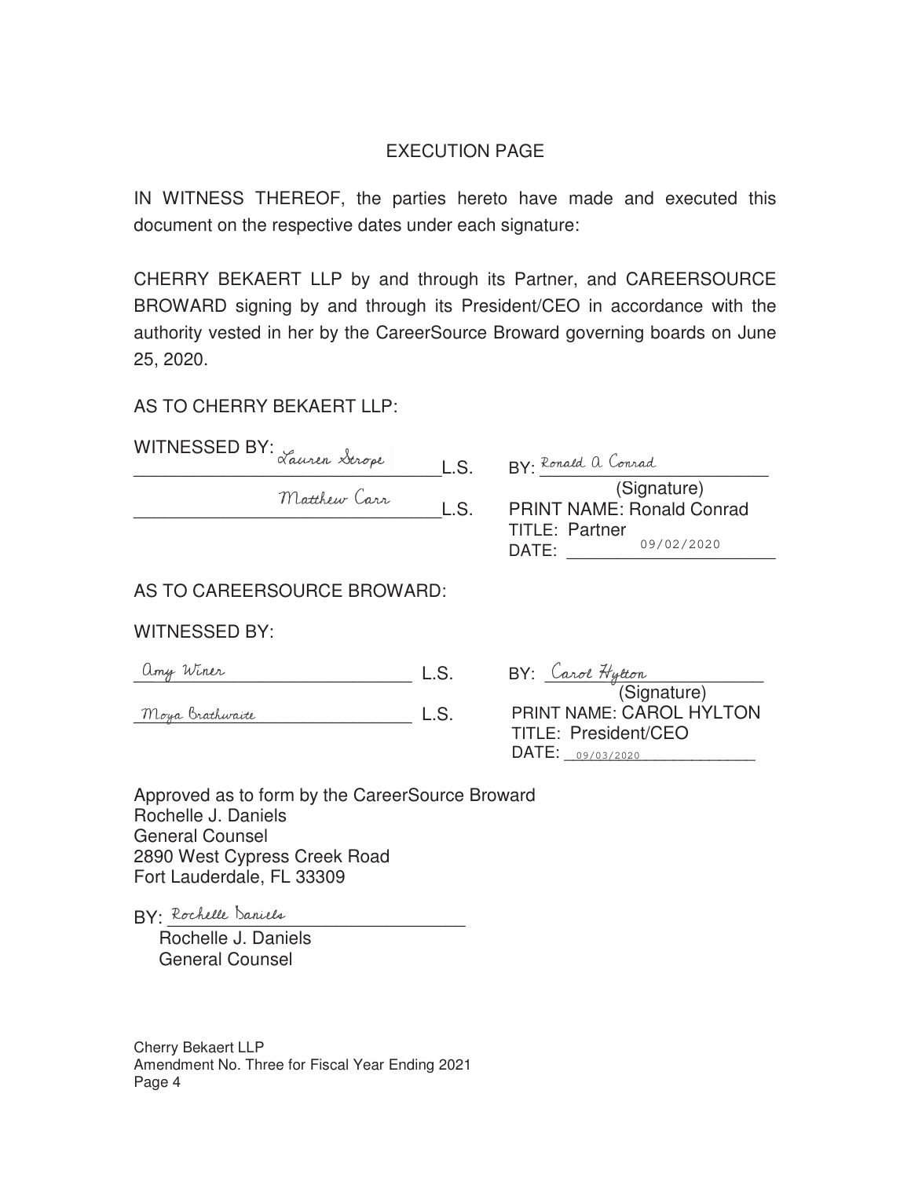# EXECUTION PAGE

IN WITNESS THEREOF, the parties hereto have made and executed this document on the respective dates under each signature:

CHERRY BEKAERT LLP by and through its Partner, and CAREERSOURCE BROWARD signing by and through its President/CEO in accordance with the authority vested in her by the CareerSource Broward governing boards on June 25, 2020.

AS TO CHERRY BEKAERT LLP:

WITNESSED BY: Lauren Strope L.S.

Matthew Carr L.S.

BY: Ronald A Conrad
(Signature)
PRINT NAME: Ronald Conrad
TITLE: Partner
DATE: 09/02/2020

AS TO CAREERSOURCE BROWARD:

WITNESSED BY:

Amy Winer L.S.

Moya Brathwaite L.S.

BY: Carol Hylton
(Signature)
PRINT NAME: CAROL HYLTON
TITLE: President/CEO
DATE: 09/03/2020

Approved as to form by the CareerSource Broward
Rochelle J. Daniels
General Counsel
2890 West Cypress Creek Road
Fort Lauderdale, FL 33309

BY: Rochelle Daniels
Rochelle J. Daniels
General Counsel

Cherry Bekaert LLP
Amendment No. Three for Fiscal Year Ending 2021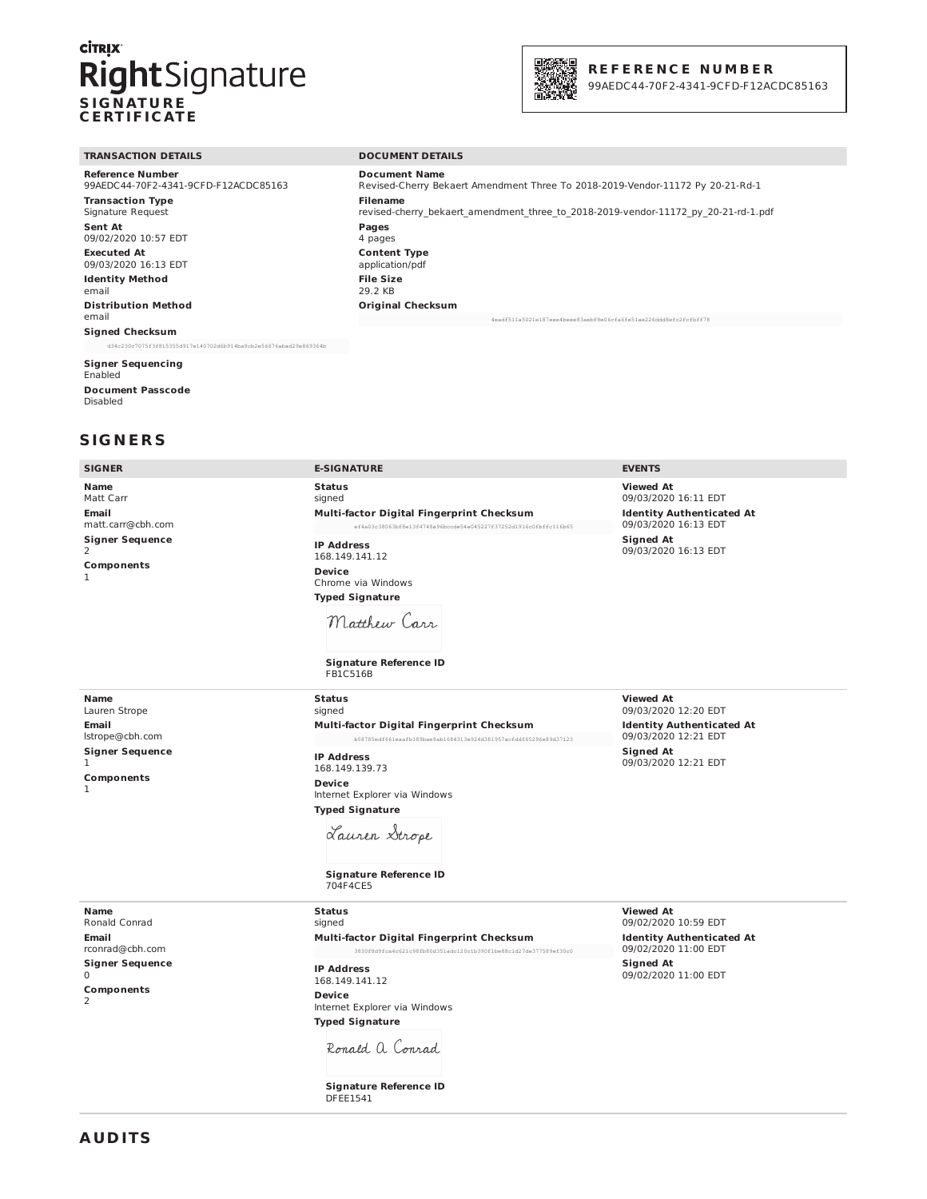CITRIX

# RightSignature

**SIGNATURE CERTIFICATE**

**REFERENCE NUMBER**
99AEDC44-70F2-4341-9CFD-F12ACDC85163

| TRANSACTION DETAILS | DOCUMENT DETAILS |
|---|---|
| **Reference Number** 99AEDC44-70F2-4341-9CFD-F12ACDC85163 | **Document Name** Revised-Cherry Bekaert Amendment Three To 2018-2019-Vendor-11172 Py 20-21-Rd-1 |
| **Transaction Type** Signature Request | **Filename** revised-cherry_bekaert_amendment_three_to_2018-2019-vendor-11172_py_20-21-rd-1.pdf |
| **Sent At** 09/02/2020 10:57 EDT | **Pages** 4 pages |
| **Executed At** 09/03/2020 16:13 EDT | **Content Type** application/pdf |
| **Identity Method** email | **File Size** 29.2 KB |
| **Distribution Method** email | **Original Checksum** 4eadf511a5021e187eee4beee83aebf8e06cfa6fe51ae226ddd8efc2fcfbff78 |
| **Signed Checksum** d34c230c7075f3f815355d917e140702d6b914ba9cb2e56676abad29e869364b | |
| **Signer Sequencing** Enabled | |
| **Document Passcode** Disabled | |

## SIGNERS

| SIGNER | E-SIGNATURE | EVENTS |
|---|---|---|
| **Name** Matt Carr<br>**Email** matt.carr@cbh.com<br>**Signer Sequence** 2<br>**Components** 1 | **Status** signed<br>**Multi-factor Digital Fingerprint Checksum** ef4a03c38063bf8e13f4748a96bccde54e045227f37252d1916c0fbffc116b65<br>**IP Address** 168.149.141.12<br>**Device** Chrome via Windows<br>**Typed Signature** Matthew Carr<br>**Signature Reference ID** FB1C516B | **Viewed At** 09/03/2020 16:11 EDT<br>**Identity Authenticated At** 09/03/2020 16:13 EDT<br>**Signed At** 09/03/2020 16:13 EDT |
| **Name** Lauren Strope<br>**Email** lstrope@cbh.com<br>**Signer Sequence** 1<br>**Components** 1 | **Status** signed<br>**Multi-factor Digital Fingerprint Checksum** b58785edf661eaafb189bae9ab1684313e924d381957acfddf65296e89d37123<br>**IP Address** 168.149.139.73<br>**Device** Internet Explorer via Windows<br>**Typed Signature** Lauren Strope<br>**Signature Reference ID** 704F4CE5 | **Viewed At** 09/03/2020 12:20 EDT<br>**Identity Authenticated At** 09/03/2020 12:21 EDT<br>**Signed At** 09/03/2020 12:21 EDT |
| **Name** Ronald Conrad<br>**Email** rconrad@cbh.com<br>**Signer Sequence** 0<br>**Components** 2 | **Status** signed<br>**Multi-factor Digital Fingerprint Checksum** 3830f8d9fca4c621c98fb80d351adc123c1b390f1be88c1d27de377589ef30c0<br>**IP Address** 168.149.141.12<br>**Device** Internet Explorer via Windows<br>**Typed Signature** Ronald A Conrad<br>**Signature Reference ID** DFEE1541 | **Viewed At** 09/02/2020 10:59 EDT<br>**Identity Authenticated At** 09/02/2020 11:00 EDT<br>**Signed At** 09/02/2020 11:00 EDT |

## AUDITS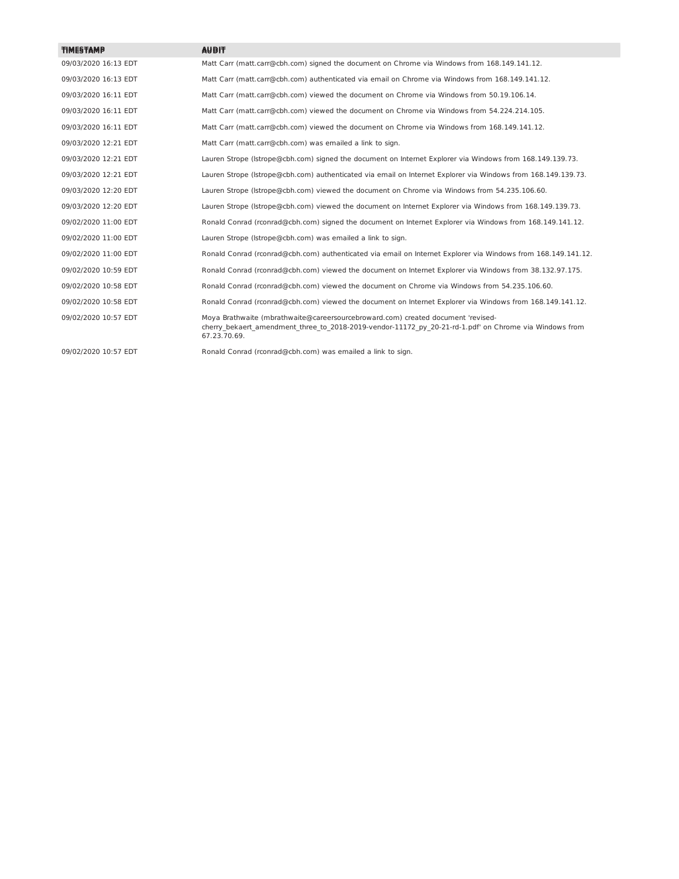| TIMESTAMP | AUDIT |
|---|---|
| 09/03/2020 16:13 EDT | Matt Carr (matt.carr@cbh.com) signed the document on Chrome via Windows from 168.149.141.12. |
| 09/03/2020 16:13 EDT | Matt Carr (matt.carr@cbh.com) authenticated via email on Chrome via Windows from 168.149.141.12. |
| 09/03/2020 16:11 EDT | Matt Carr (matt.carr@cbh.com) viewed the document on Chrome via Windows from 50.19.106.14. |
| 09/03/2020 16:11 EDT | Matt Carr (matt.carr@cbh.com) viewed the document on Chrome via Windows from 54.224.214.105. |
| 09/03/2020 16:11 EDT | Matt Carr (matt.carr@cbh.com) viewed the document on Chrome via Windows from 168.149.141.12. |
| 09/03/2020 12:21 EDT | Matt Carr (matt.carr@cbh.com) was emailed a link to sign. |
| 09/03/2020 12:21 EDT | Lauren Strope (lstrope@cbh.com) signed the document on Internet Explorer via Windows from 168.149.139.73. |
| 09/03/2020 12:21 EDT | Lauren Strope (lstrope@cbh.com) authenticated via email on Internet Explorer via Windows from 168.149.139.73. |
| 09/03/2020 12:20 EDT | Lauren Strope (lstrope@cbh.com) viewed the document on Chrome via Windows from 54.235.106.60. |
| 09/03/2020 12:20 EDT | Lauren Strope (lstrope@cbh.com) viewed the document on Internet Explorer via Windows from 168.149.139.73. |
| 09/02/2020 11:00 EDT | Ronald Conrad (rconrad@cbh.com) signed the document on Internet Explorer via Windows from 168.149.141.12. |
| 09/02/2020 11:00 EDT | Lauren Strope (lstrope@cbh.com) was emailed a link to sign. |
| 09/02/2020 11:00 EDT | Ronald Conrad (rconrad@cbh.com) authenticated via email on Internet Explorer via Windows from 168.149.141.12. |
| 09/02/2020 10:59 EDT | Ronald Conrad (rconrad@cbh.com) viewed the document on Internet Explorer via Windows from 38.132.97.175. |
| 09/02/2020 10:58 EDT | Ronald Conrad (rconrad@cbh.com) viewed the document on Chrome via Windows from 54.235.106.60. |
| 09/02/2020 10:58 EDT | Ronald Conrad (rconrad@cbh.com) viewed the document on Internet Explorer via Windows from 168.149.141.12. |
| 09/02/2020 10:57 EDT | Moya Brathwaite (mbrathwaite@careersourcebroward.com) created document 'revised-cherry_bekaert_amendment_three_to_2018-2019-vendor-11172_py_20-21-rd-1.pdf' on Chrome via Windows from 67.23.70.69. |
| 09/02/2020 10:57 EDT | Ronald Conrad (rconrad@cbh.com) was emailed a link to sign. |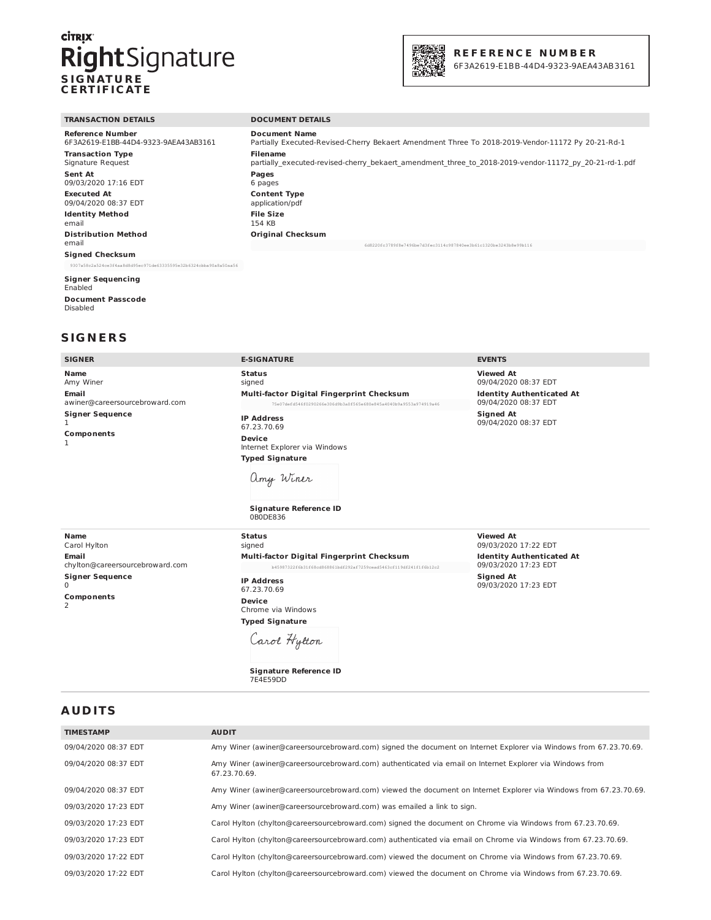**CITRIX**

# RightSignature

**SIGNATURE CERTIFICATE**

**REFERENCE NUMBER**
6F3A2619-E1BB-44D4-9323-9AEA43AB3161

| TRANSACTION DETAILS | DOCUMENT DETAILS |
|---|---|
| **Reference Number**<br>6F3A2619-E1BB-44D4-9323-9AEA43AB3161 | **Document Name**<br>Partially Executed-Revised-Cherry Bekaert Amendment Three To 2018-2019-Vendor-11172 Py 20-21-Rd-1 |
| **Transaction Type**<br>Signature Request | **Filename**<br>partially_executed-revised-cherry_bekaert_amendment_three_to_2018-2019-vendor-11172_py_20-21-rd-1.pdf |
| **Sent At**<br>09/03/2020 17:16 EDT | **Pages**<br>6 pages |
| **Executed At**<br>09/04/2020 08:37 EDT | **Content Type**<br>application/pdf |
| **Identity Method**<br>email | **File Size**<br>154 KB |
| **Distribution Method**<br>email | **Original Checksum**<br>6d8220fc3789f8e7496be7d3fec3114c987840ee3b61c1320be3243b8e99b116 |
| **Signed Checksum**<br>9307a58c2a524ce3f4aa8d8d95ec971de63335595e32b6324cbba90a8a50ea56 | |
| **Signer Sequencing**<br>Enabled | |
| **Document Passcode**<br>Disabled | |

## SIGNERS

| SIGNER | E-SIGNATURE | EVENTS |
|---|---|---|
| **Name**<br>Amy Winer<br>**Email**<br>awiner@careersourcebroward.com<br>**Signer Sequence**<br>1<br>**Components**<br>1 | **Status**<br>signed<br>**Multi-factor Digital Fingerprint Checksum**<br>75e07defd546f0290266e306d9b3a0f565e680e845a4040b9a9553a974919a46<br>**IP Address**<br>67.23.70.69<br>**Device**<br>Internet Explorer via Windows<br>**Typed Signature**<br>Amy Winer<br>**Signature Reference ID**<br>0B0DE836 | **Viewed At**<br>09/04/2020 08:37 EDT<br>**Identity Authenticated At**<br>09/04/2020 08:37 EDT<br>**Signed At**<br>09/04/2020 08:37 EDT |
| **Name**<br>Carol Hylton<br>**Email**<br>chylton@careersourcebroward.com<br>**Signer Sequence**<br>0<br>**Components**<br>2 | **Status**<br>signed<br>**Multi-factor Digital Fingerprint Checksum**<br>b45987322f6b31f68cd868861bdf292af7259cead5463cf119df241f1f6b12c2<br>**IP Address**<br>67.23.70.69<br>**Device**<br>Chrome via Windows<br>**Typed Signature**<br>Carol Hylton<br>**Signature Reference ID**<br>7E4E59DD | **Viewed At**<br>09/03/2020 17:22 EDT<br>**Identity Authenticated At**<br>09/03/2020 17:23 EDT<br>**Signed At**<br>09/03/2020 17:23 EDT |

## AUDITS

| TIMESTAMP | AUDIT |
|---|---|
| 09/04/2020 08:37 EDT | Amy Winer (awiner@careersourcebroward.com) signed the document on Internet Explorer via Windows from 67.23.70.69. |
| 09/04/2020 08:37 EDT | Amy Winer (awiner@careersourcebroward.com) authenticated via email on Internet Explorer via Windows from 67.23.70.69. |
| 09/04/2020 08:37 EDT | Amy Winer (awiner@careersourcebroward.com) viewed the document on Internet Explorer via Windows from 67.23.70.69. |
| 09/03/2020 17:23 EDT | Amy Winer (awiner@careersourcebroward.com) was emailed a link to sign. |
| 09/03/2020 17:23 EDT | Carol Hylton (chylton@careersourcebroward.com) signed the document on Chrome via Windows from 67.23.70.69. |
| 09/03/2020 17:23 EDT | Carol Hylton (chylton@careersourcebroward.com) authenticated via email on Chrome via Windows from 67.23.70.69. |
| 09/03/2020 17:22 EDT | Carol Hylton (chylton@careersourcebroward.com) viewed the document on Chrome via Windows from 67.23.70.69. |
| 09/03/2020 17:22 EDT | Carol Hylton (chylton@careersourcebroward.com) viewed the document on Chrome via Windows from 67.23.70.69. |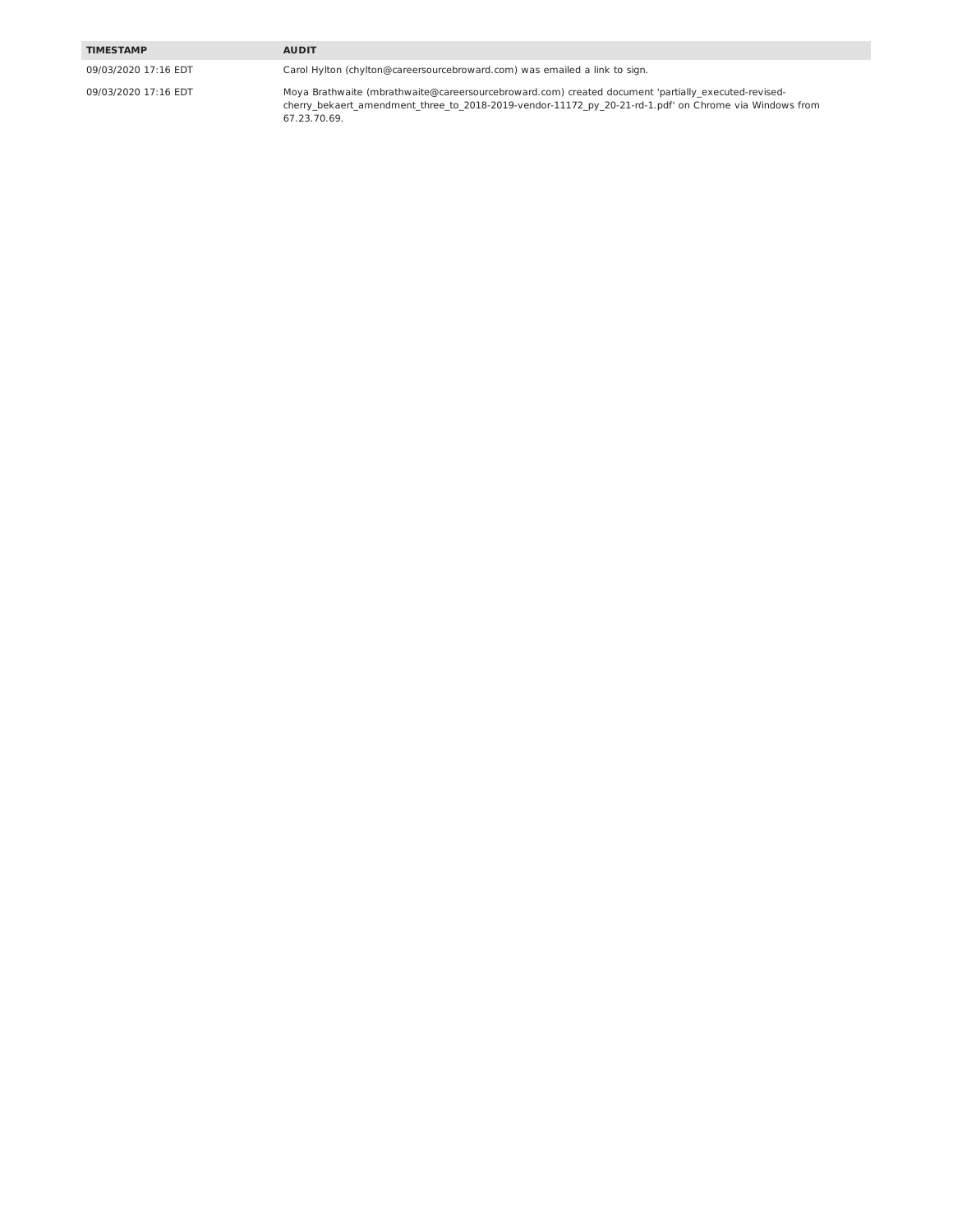| TIMESTAMP | AUDIT |
|---|---|
| 09/03/2020 17:16 EDT | Carol Hylton (chylton@careersourcebroward.com) was emailed a link to sign. |
| 09/03/2020 17:16 EDT | Moya Brathwaite (mbrathwaite@careersourcebroward.com) created document 'partially_executed-revised-cherry_bekaert_amendment_three_to_2018-2019-vendor-11172_py_20-21-rd-1.pdf' on Chrome via Windows from 67.23.70.69. |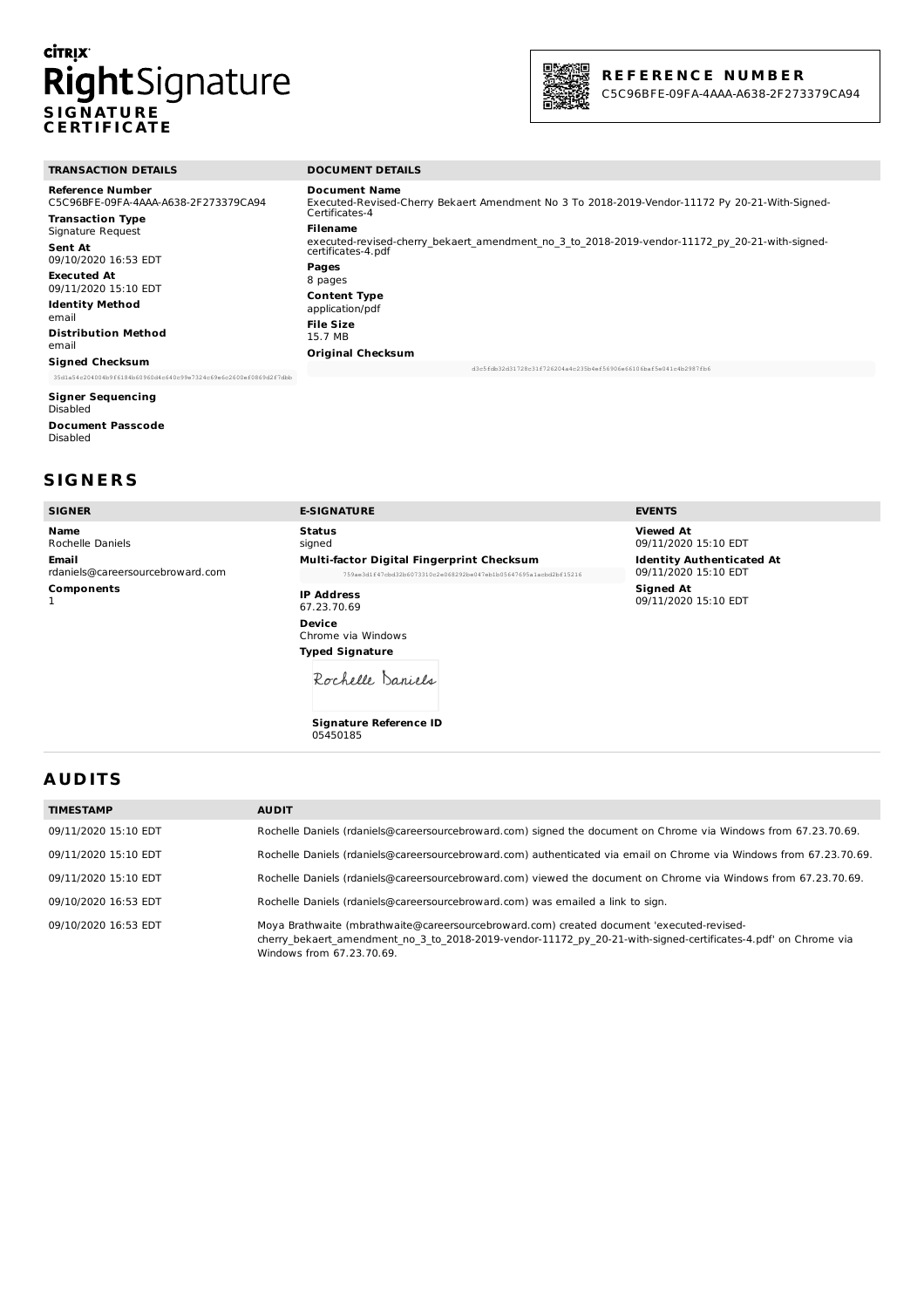Citrix **RightSignature**
**SIGNATURE CERTIFICATE**

**REFERENCE NUMBER**
C5C96BFE-09FA-4AAA-A638-2F273379CA94

| TRANSACTION DETAILS | DOCUMENT DETAILS |
|---|---|
| **Reference Number**<br>C5C96BFE-09FA-4AAA-A638-2F273379CA94 | **Document Name**<br>Executed-Revised-Cherry Bekaert Amendment No 3 To 2018-2019-Vendor-11172 Py 20-21-With-Signed-Certificates-4 |
| **Transaction Type**<br>Signature Request | **Filename**<br>executed-revised-cherry_bekaert_amendment_no_3_to_2018-2019-vendor-11172_py_20-21-with-signed-certificates-4.pdf |
| **Sent At**<br>09/10/2020 16:53 EDT | **Pages**<br>8 pages |
| **Executed At**<br>09/11/2020 15:10 EDT | **Content Type**<br>application/pdf |
| **Identity Method**<br>email | **File Size**<br>15.7 MB |
| **Distribution Method**<br>email | **Original Checksum**<br>d3c5fdb32d31728c31f726204a4c235b4ef56906e66106baf5e041c4b2987fb6 |
| **Signed Checksum**<br>35d1a54c204004b9f6184b60960d4e640c99e7324c69e6c2600ef0869d2f7dbb | |
| **Signer Sequencing**<br>Disabled | |
| **Document Passcode**<br>Disabled | |

## SIGNERS

| SIGNER | E-SIGNATURE | EVENTS |
|---|---|---|
| **Name**<br>Rochelle Daniels<br>**Email**<br>rdaniels@careersourcebroward.com<br>**Components**<br>1 | **Status**<br>signed<br>**Multi-factor Digital Fingerprint Checksum**<br>759ae3d1f47cbd32b6073310c2e068292be047eb1b05647695a1acbd2bf15216<br>**IP Address**<br>67.23.70.69<br>**Device**<br>Chrome via Windows<br>**Typed Signature**<br>Rochelle Daniels<br>**Signature Reference ID**<br>05450185 | **Viewed At**<br>09/11/2020 15:10 EDT<br>**Identity Authenticated At**<br>09/11/2020 15:10 EDT<br>**Signed At**<br>09/11/2020 15:10 EDT |

## AUDITS

| TIMESTAMP | AUDIT |
|---|---|
| 09/11/2020 15:10 EDT | Rochelle Daniels (rdaniels@careersourcebroward.com) signed the document on Chrome via Windows from 67.23.70.69. |
| 09/11/2020 15:10 EDT | Rochelle Daniels (rdaniels@careersourcebroward.com) authenticated via email on Chrome via Windows from 67.23.70.69. |
| 09/11/2020 15:10 EDT | Rochelle Daniels (rdaniels@careersourcebroward.com) viewed the document on Chrome via Windows from 67.23.70.69. |
| 09/10/2020 16:53 EDT | Rochelle Daniels (rdaniels@careersourcebroward.com) was emailed a link to sign. |
| 09/10/2020 16:53 EDT | Moya Brathwaite (mbrathwaite@careersourcebroward.com) created document 'executed-revised-cherry_bekaert_amendment_no_3_to_2018-2019-vendor-11172_py_20-21-with-signed-certificates-4.pdf' on Chrome via Windows from 67.23.70.69. |